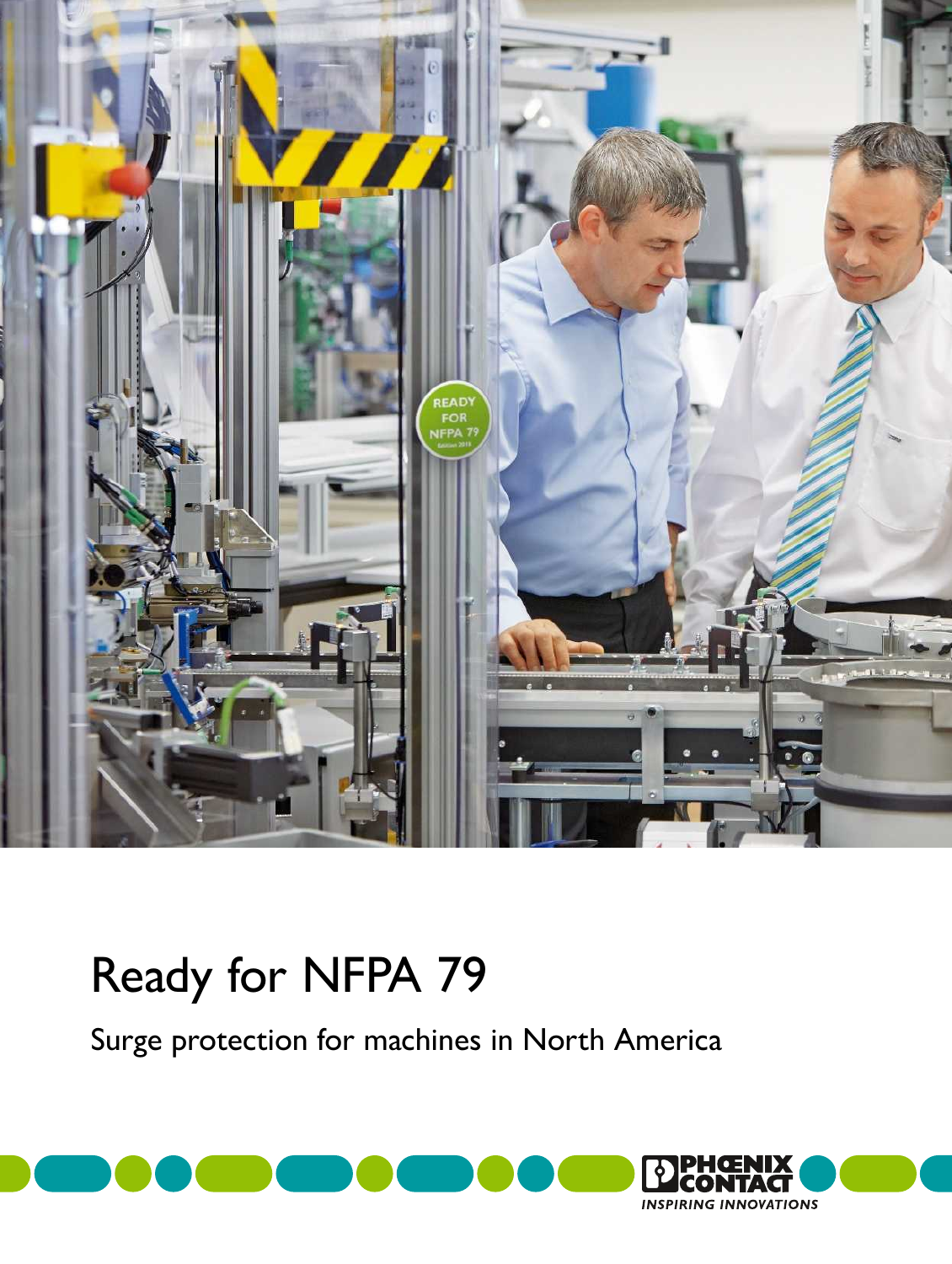# Ready for NFPA 79

Surge protection for machines in North America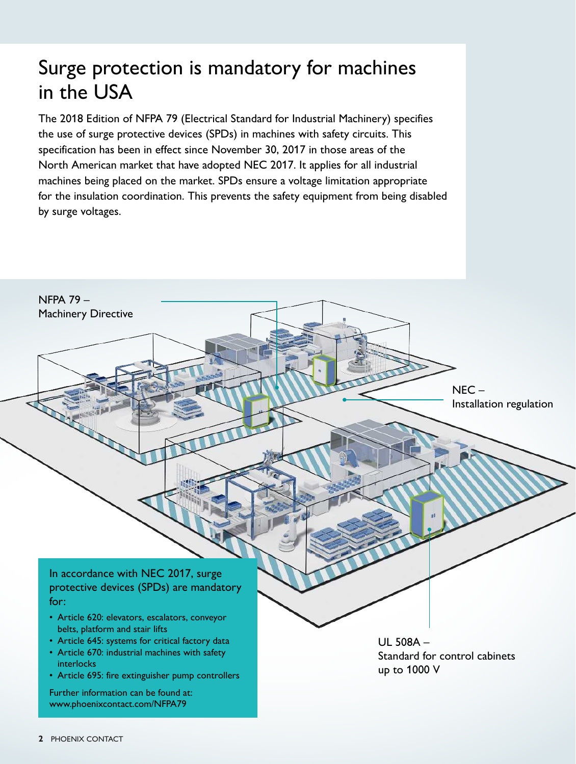# Surge protection is mandatory for machines in the USA

The 2018 Edition of NFPA 79 (Electrical Standard for Industrial Machinery) specifies the use of surge protective devices (SPDs) in machines with safety circuits. This specification has been in effect since November 30, 2017 in those areas of the North American market that have adopted NEC 2017. It applies for all industrial machines being placed on the market. SPDs ensure a voltage limitation appropriate for the insulation coordination. This prevents the safety equipment from being disabled by surge voltages.

NFPA 79 – Machinery Directive

NEC – Installation regulation

UL 508A – Standard for control cabinets up to 1000 V

In accordance with NEC 2017, surge protective devices (SPDs) are mandatory for:

- Article 620: elevators, escalators, conveyor belts, platform and stair lifts
- Article 645: systems for critical factory data
- Article 670: industrial machines with safety interlocks
- Article 695: fire extinguisher pump controllers

Further information can be found at: www.phoenixcontact.com/NFPA79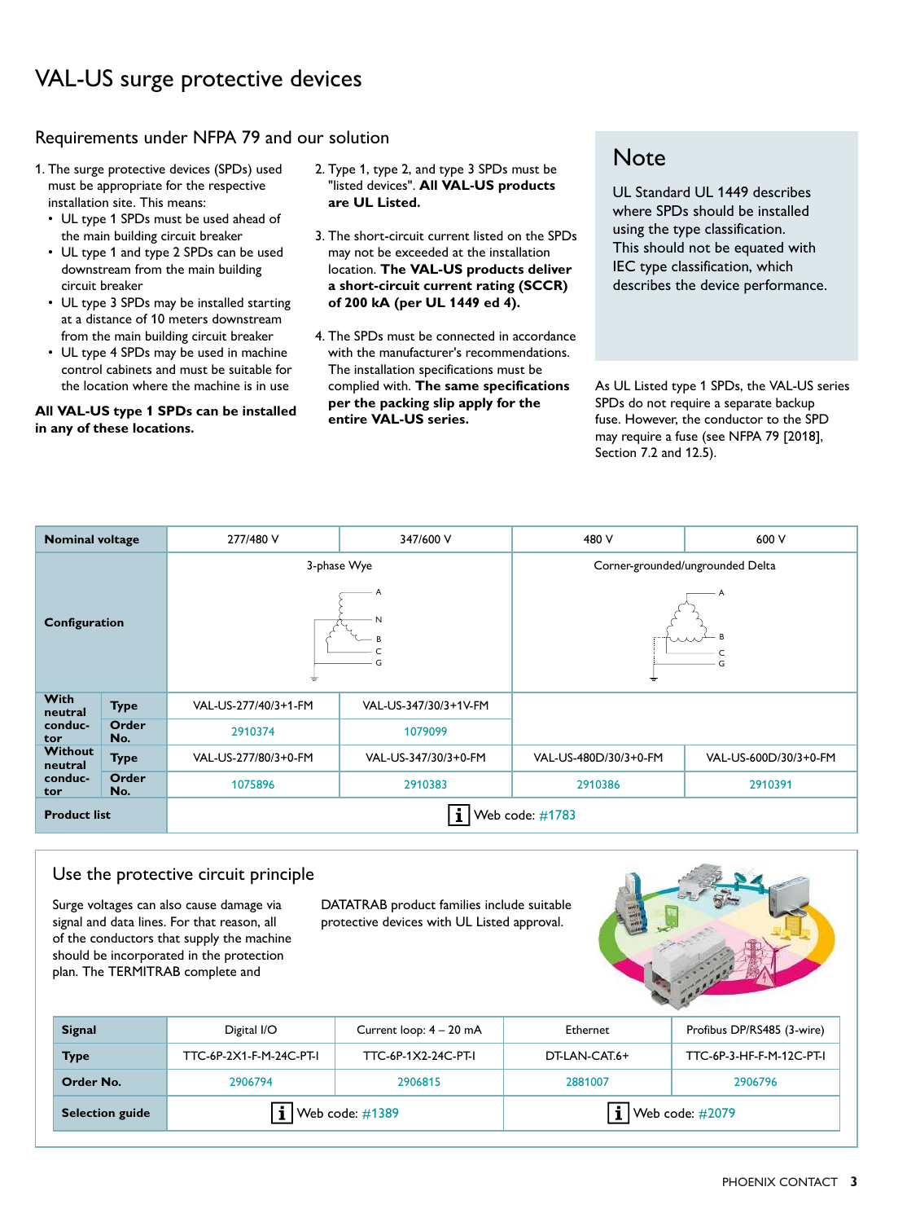# VAL-US surge protective devices

## Requirements under NFPA 79 and our solution

1. The surge protective devices (SPDs) used must be appropriate for the respective installation site. This means:
   - UL type 1 SPDs must be used ahead of the main building circuit breaker
   - UL type 1 and type 2 SPDs can be used downstream from the main building circuit breaker
   - UL type 3 SPDs may be installed starting at a distance of 10 meters downstream from the main building circuit breaker
   - UL type 4 SPDs may be used in machine control cabinets and must be suitable for the location where the machine is in use

**All VAL-US type 1 SPDs can be installed in any of these locations.**

2. Type 1, type 2, and type 3 SPDs must be "listed devices". **All VAL-US products are UL Listed.**

3. The short-circuit current listed on the SPDs may not be exceeded at the installation location. **The VAL-US products deliver a short-circuit current rating (SCCR) of 200 kA (per UL 1449 ed 4).**

4. The SPDs must be connected in accordance with the manufacturer's recommendations. The installation specifications must be complied with. **The same specifications per the packing slip apply for the entire VAL-US series.**

## Note

UL Standard UL 1449 describes where SPDs should be installed using the type classification. This should not be equated with IEC type classification, which describes the device performance.

As UL Listed type 1 SPDs, the VAL-US series SPDs do not require a separate backup fuse. However, the conductor to the SPD may require a fuse (see NFPA 79 [2018], Section 7.2 and 12.5).

| Nominal voltage | | 277/480 V | 347/600 V | 480 V | 600 V |
|---|---|---|---|---|---|
| Configuration | | 3-phase Wye | | Corner-grounded/ungrounded Delta | |
| With neutral conductor | Type | VAL-US-277/40/3+1-FM | VAL-US-347/30/3+1V-FM | | |
| | Order No. | 2910374 | 1079099 | | |
| Without neutral conductor | Type | VAL-US-277/80/3+0-FM | VAL-US-347/30/3+0-FM | VAL-US-480D/30/3+0-FM | VAL-US-600D/30/3+0-FM |
| | Order No. | 1075896 | 2910383 | 2910386 | 2910391 |
| Product list | | Web code: #1783 | | | |

## Use the protective circuit principle

Surge voltages can also cause damage via signal and data lines. For that reason, all of the conductors that supply the machine should be incorporated in the protection plan. The TERMITRAB complete and DATATRAB product families include suitable protective devices with UL Listed approval.

| Signal | Digital I/O | Current loop: 4 – 20 mA | Ethernet | Profibus DP/RS485 (3-wire) |
|---|---|---|---|---|
| Type | TTC-6P-2X1-F-M-24C-PT-I | TTC-6P-1X2-24C-PT-I | DT-LAN-CAT.6+ | TTC-6P-3-HF-F-M-12C-PT-I |
| Order No. | 2906794 | 2906815 | 2881007 | 2906796 |
| Selection guide | Web code: #1389 | | Web code: #2079 | |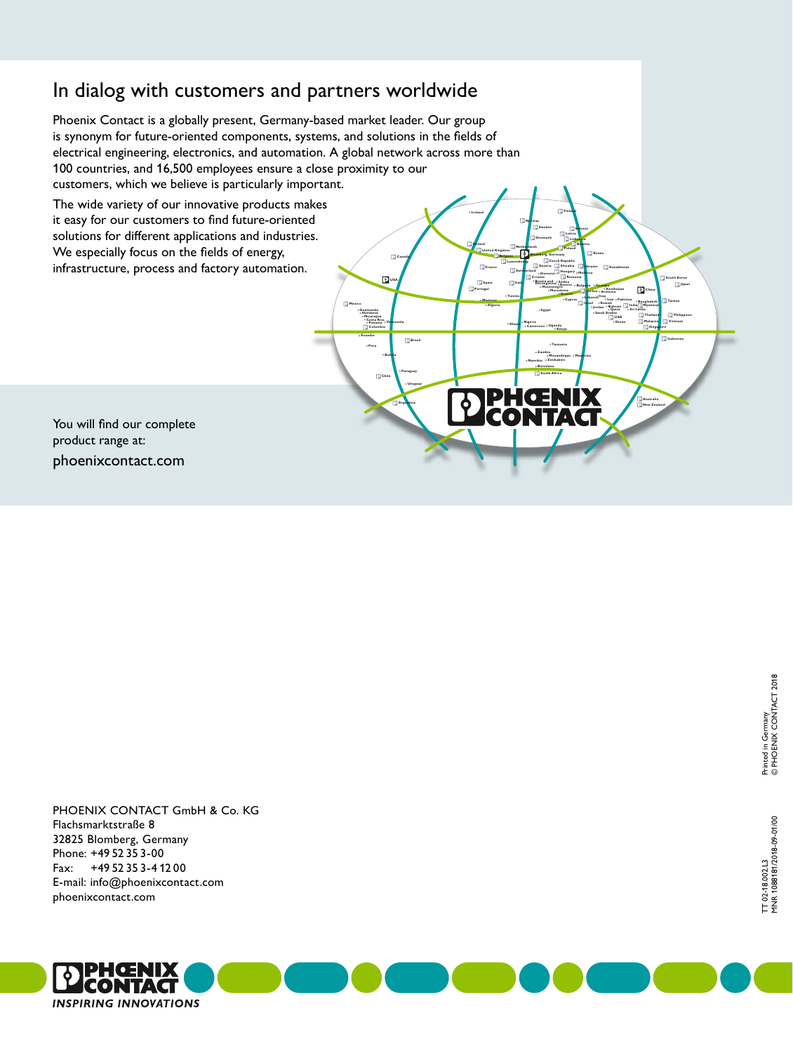# In dialog with customers and partners worldwide

Phoenix Contact is a globally present, Germany-based market leader. Our group is synonym for future-oriented components, systems, and solutions in the fields of electrical engineering, electronics, and automation. A global network across more than 100 countries, and 16,500 employees ensure a close proximity to our customers, which we believe is particularly important.

The wide variety of our innovative products makes it easy for our customers to find future-oriented solutions for different applications and industries. We especially focus on the fields of energy, infrastructure, process and factory automation.

You will find our complete product range at:

phoenixcontact.com

PHOENIX CONTACT GmbH & Co. KG
Flachsmarktstraße 8
32825 Blomberg, Germany
Phone: +49 52 35 3-00
Fax: +49 52 35 3-4 12 00
E-mail: info@phoenixcontact.com
phoenixcontact.com

Printed in Germany
© PHOENIX CONTACT 2018

TT 02-18.002.L3
MNR 1088181/2018-09-01/00

INSPIRING INNOVATIONS